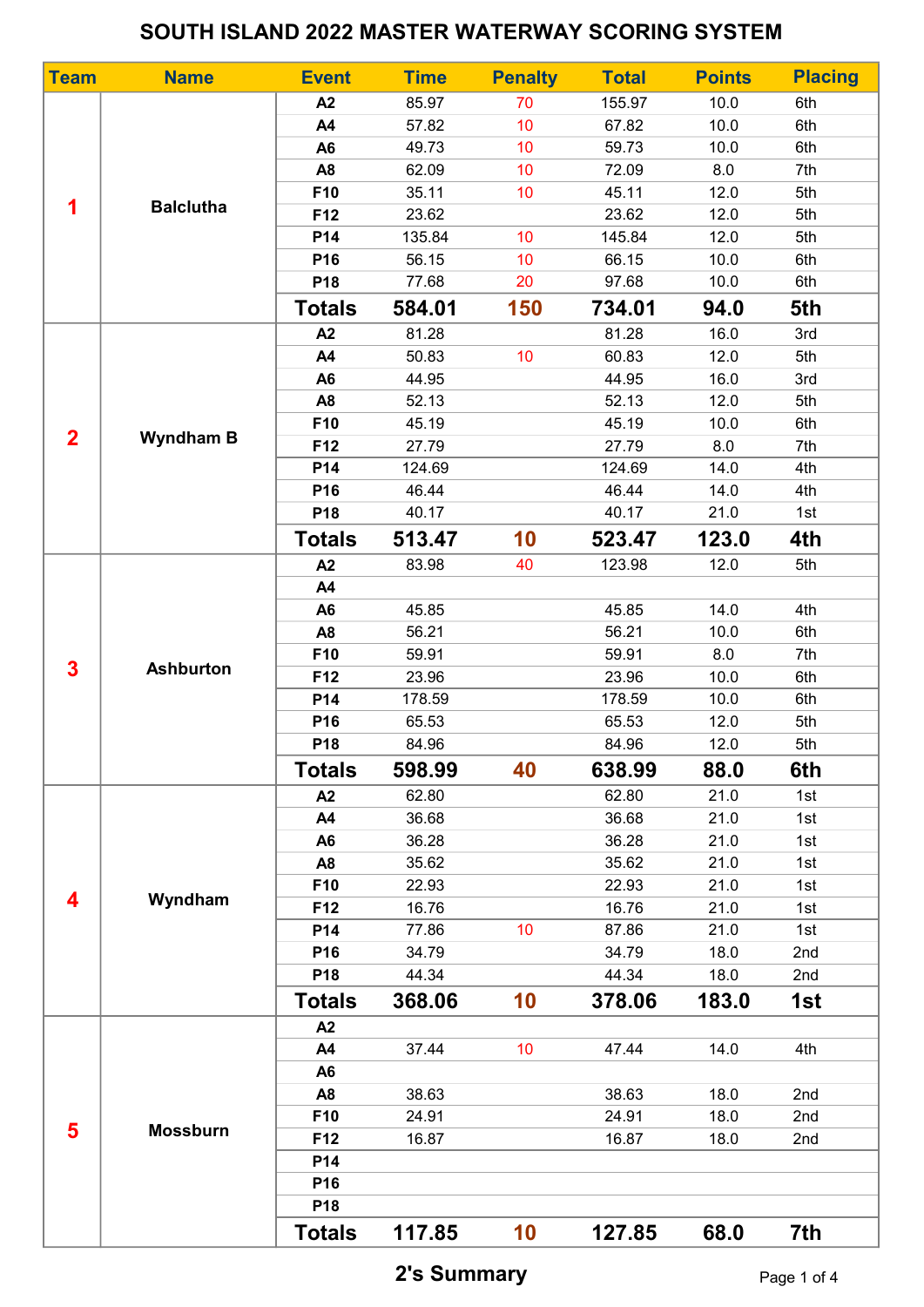# SOUTH ISLAND 2022 MASTER WATERWAY SCORING SYSTEM

| Team | Name | Event | Time | Penalty | Total | Points | Placing |
|---|---|---|---|---|---|---|---|
| 1 | Balclutha | A2 | 85.97 | 70 | 155.97 | 10.0 | 6th |
| | | A4 | 57.82 | 10 | 67.82 | 10.0 | 6th |
| | | A6 | 49.73 | 10 | 59.73 | 10.0 | 6th |
| | | A8 | 62.09 | 10 | 72.09 | 8.0 | 7th |
| | | F10 | 35.11 | 10 | 45.11 | 12.0 | 5th |
| | | F12 | 23.62 | | 23.62 | 12.0 | 5th |
| | | P14 | 135.84 | 10 | 145.84 | 12.0 | 5th |
| | | P16 | 56.15 | 10 | 66.15 | 10.0 | 6th |
| | | P18 | 77.68 | 20 | 97.68 | 10.0 | 6th |
| | | **Totals** | **584.01** | **150** | **734.01** | **94.0** | **5th** |
| 2 | Wyndham B | A2 | 81.28 | | 81.28 | 16.0 | 3rd |
| | | A4 | 50.83 | 10 | 60.83 | 12.0 | 5th |
| | | A6 | 44.95 | | 44.95 | 16.0 | 3rd |
| | | A8 | 52.13 | | 52.13 | 12.0 | 5th |
| | | F10 | 45.19 | | 45.19 | 10.0 | 6th |
| | | F12 | 27.79 | | 27.79 | 8.0 | 7th |
| | | P14 | 124.69 | | 124.69 | 14.0 | 4th |
| | | P16 | 46.44 | | 46.44 | 14.0 | 4th |
| | | P18 | 40.17 | | 40.17 | 21.0 | 1st |
| | | **Totals** | **513.47** | **10** | **523.47** | **123.0** | **4th** |
| 3 | Ashburton | A2 | 83.98 | 40 | 123.98 | 12.0 | 5th |
| | | A4 | | | | | |
| | | A6 | 45.85 | | 45.85 | 14.0 | 4th |
| | | A8 | 56.21 | | 56.21 | 10.0 | 6th |
| | | F10 | 59.91 | | 59.91 | 8.0 | 7th |
| | | F12 | 23.96 | | 23.96 | 10.0 | 6th |
| | | P14 | 178.59 | | 178.59 | 10.0 | 6th |
| | | P16 | 65.53 | | 65.53 | 12.0 | 5th |
| | | P18 | 84.96 | | 84.96 | 12.0 | 5th |
| | | **Totals** | **598.99** | **40** | **638.99** | **88.0** | **6th** |
| 4 | Wyndham | A2 | 62.80 | | 62.80 | 21.0 | 1st |
| | | A4 | 36.68 | | 36.68 | 21.0 | 1st |
| | | A6 | 36.28 | | 36.28 | 21.0 | 1st |
| | | A8 | 35.62 | | 35.62 | 21.0 | 1st |
| | | F10 | 22.93 | | 22.93 | 21.0 | 1st |
| | | F12 | 16.76 | | 16.76 | 21.0 | 1st |
| | | P14 | 77.86 | 10 | 87.86 | 21.0 | 1st |
| | | P16 | 34.79 | | 34.79 | 18.0 | 2nd |
| | | P18 | 44.34 | | 44.34 | 18.0 | 2nd |
| | | **Totals** | **368.06** | **10** | **378.06** | **183.0** | **1st** |
| 5 | Mossburn | A2 | | | | | |
| | | A4 | 37.44 | 10 | 47.44 | 14.0 | 4th |
| | | A6 | | | | | |
| | | A8 | 38.63 | | 38.63 | 18.0 | 2nd |
| | | F10 | 24.91 | | 24.91 | 18.0 | 2nd |
| | | F12 | 16.87 | | 16.87 | 18.0 | 2nd |
| | | P14 | | | | | |
| | | P16 | | | | | |
| | | P18 | | | | | |
| | | **Totals** | **117.85** | **10** | **127.85** | **68.0** | **7th** |

**2's Summary**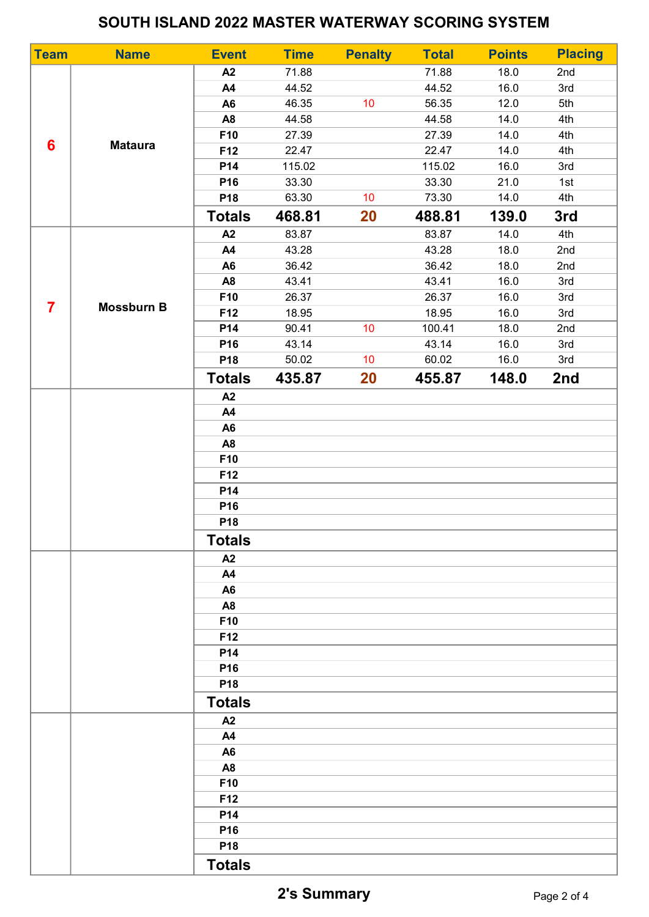# SOUTH ISLAND 2022 MASTER WATERWAY SCORING SYSTEM

| Team | Name | Event | Time | Penalty | Total | Points | Placing |
|---|---|---|---|---|---|---|---|
| 6 | Mataura | A2 | 71.88 | | 71.88 | 18.0 | 2nd |
| | | A4 | 44.52 | | 44.52 | 16.0 | 3rd |
| | | A6 | 46.35 | 10 | 56.35 | 12.0 | 5th |
| | | A8 | 44.58 | | 44.58 | 14.0 | 4th |
| | | F10 | 27.39 | | 27.39 | 14.0 | 4th |
| | | F12 | 22.47 | | 22.47 | 14.0 | 4th |
| | | P14 | 115.02 | | 115.02 | 16.0 | 3rd |
| | | P16 | 33.30 | | 33.30 | 21.0 | 1st |
| | | P18 | 63.30 | 10 | 73.30 | 14.0 | 4th |
| | | **Totals** | **468.81** | **20** | **488.81** | **139.0** | **3rd** |
| 7 | Mossburn B | A2 | 83.87 | | 83.87 | 14.0 | 4th |
| | | A4 | 43.28 | | 43.28 | 18.0 | 2nd |
| | | A6 | 36.42 | | 36.42 | 18.0 | 2nd |
| | | A8 | 43.41 | | 43.41 | 16.0 | 3rd |
| | | F10 | 26.37 | | 26.37 | 16.0 | 3rd |
| | | F12 | 18.95 | | 18.95 | 16.0 | 3rd |
| | | P14 | 90.41 | 10 | 100.41 | 18.0 | 2nd |
| | | P16 | 43.14 | | 43.14 | 16.0 | 3rd |
| | | P18 | 50.02 | 10 | 60.02 | 16.0 | 3rd |
| | | **Totals** | **435.87** | **20** | **455.87** | **148.0** | **2nd** |
| | | A2 | | | | | |
| | | A4 | | | | | |
| | | A6 | | | | | |
| | | A8 | | | | | |
| | | F10 | | | | | |
| | | F12 | | | | | |
| | | P14 | | | | | |
| | | P16 | | | | | |
| | | P18 | | | | | |
| | | **Totals** | | | | | |
| | | A2 | | | | | |
| | | A4 | | | | | |
| | | A6 | | | | | |
| | | A8 | | | | | |
| | | F10 | | | | | |
| | | F12 | | | | | |
| | | P14 | | | | | |
| | | P16 | | | | | |
| | | P18 | | | | | |
| | | **Totals** | | | | | |
| | | A2 | | | | | |
| | | A4 | | | | | |
| | | A6 | | | | | |
| | | A8 | | | | | |
| | | F10 | | | | | |
| | | F12 | | | | | |
| | | P14 | | | | | |
| | | P16 | | | | | |
| | | P18 | | | | | |
| | | **Totals** | | | | | |

**2's Summary**